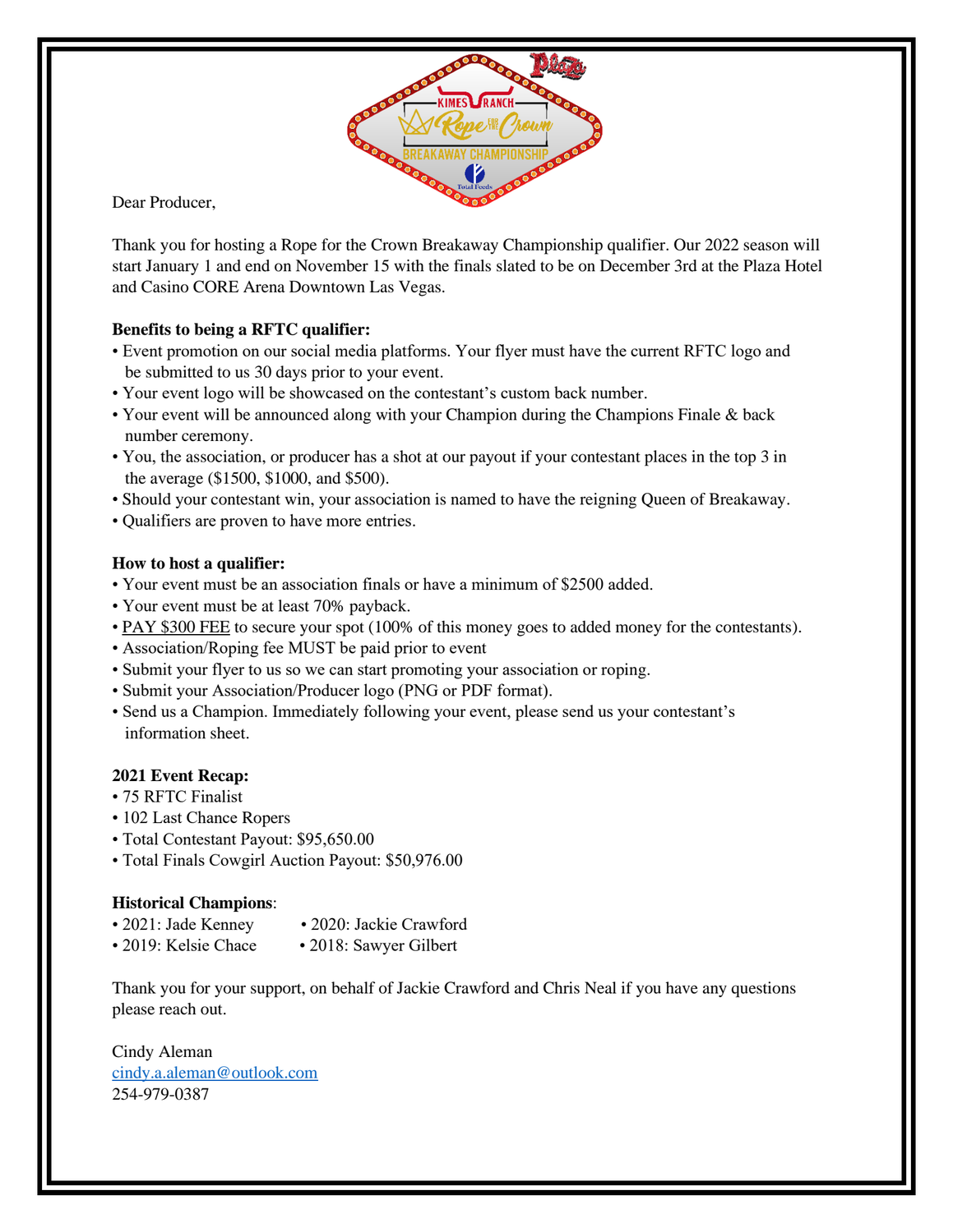Dear Producer,

Thank you for hosting a Rope for the Crown Breakaway Championship qualifier. Our 2022 season will start January 1 and end on November 15 with the finals slated to be on December 3rd at the Plaza Hotel and Casino CORE Arena Downtown Las Vegas.

**Benefits to being a RFTC qualifier:**

- Event promotion on our social media platforms. Your flyer must have the current RFTC logo and be submitted to us 30 days prior to your event.
- Your event logo will be showcased on the contestant's custom back number.
- Your event will be announced along with your Champion during the Champions Finale & back number ceremony.
- You, the association, or producer has a shot at our payout if your contestant places in the top 3 in the average ($1500, $1000, and $500).
- Should your contestant win, your association is named to have the reigning Queen of Breakaway.
- Qualifiers are proven to have more entries.

**How to host a qualifier:**

- Your event must be an association finals or have a minimum of $2500 added.
- Your event must be at least 70% payback.
- PAY $300 FEE to secure your spot (100% of this money goes to added money for the contestants).
- Association/Roping fee MUST be paid prior to event
- Submit your flyer to us so we can start promoting your association or roping.
- Submit your Association/Producer logo (PNG or PDF format).
- Send us a Champion. Immediately following your event, please send us your contestant's information sheet.

**2021 Event Recap:**

- 75 RFTC Finalist
- 102 Last Chance Ropers
- Total Contestant Payout: $95,650.00
- Total Finals Cowgirl Auction Payout: $50,976.00

**Historical Champions**:

- 2021: Jade Kenney
- 2020: Jackie Crawford
- 2019: Kelsie Chace
- 2018: Sawyer Gilbert

Thank you for your support, on behalf of Jackie Crawford and Chris Neal if you have any questions please reach out.

Cindy Aleman
cindy.a.aleman@outlook.com
254-979-0387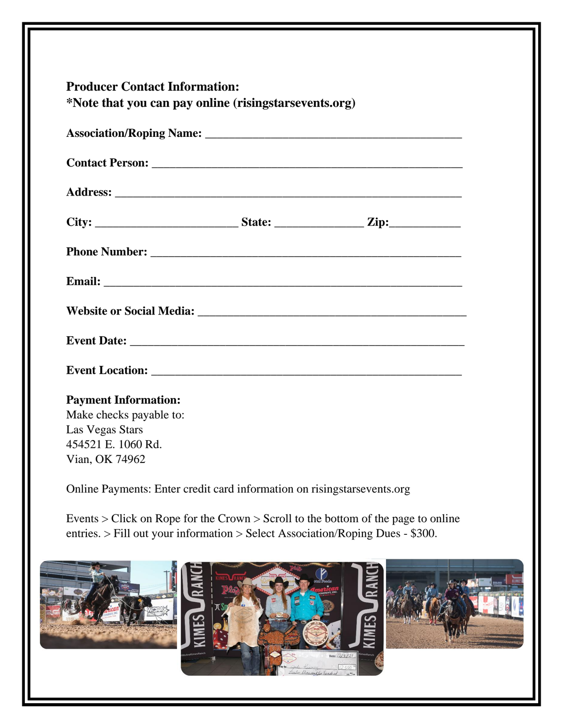**Producer Contact Information:**
**\*Note that you can pay online (risingstarsevents.org)**

**Association/Roping Name:** ____________________________________________

**Contact Person:** ____________________________________________________

**Address:** __________________________________________________________

**City:** ________________________ **State:** _______________ **Zip:**____________

**Phone Number:** ____________________________________________________

**Email:** _____________________________________________________________

**Website or Social Media:** ____________________________________________

**Event Date:** ________________________________________________________

**Event Location:** ____________________________________________________

**Payment Information:**
Make checks payable to:
Las Vegas Stars
454521 E. 1060 Rd.
Vian, OK 74962

Online Payments: Enter credit card information on risingstarsevents.org

Events > Click on Rope for the Crown > Scroll to the bottom of the page to online entries. > Fill out your information > Select Association/Roping Dues - $300.